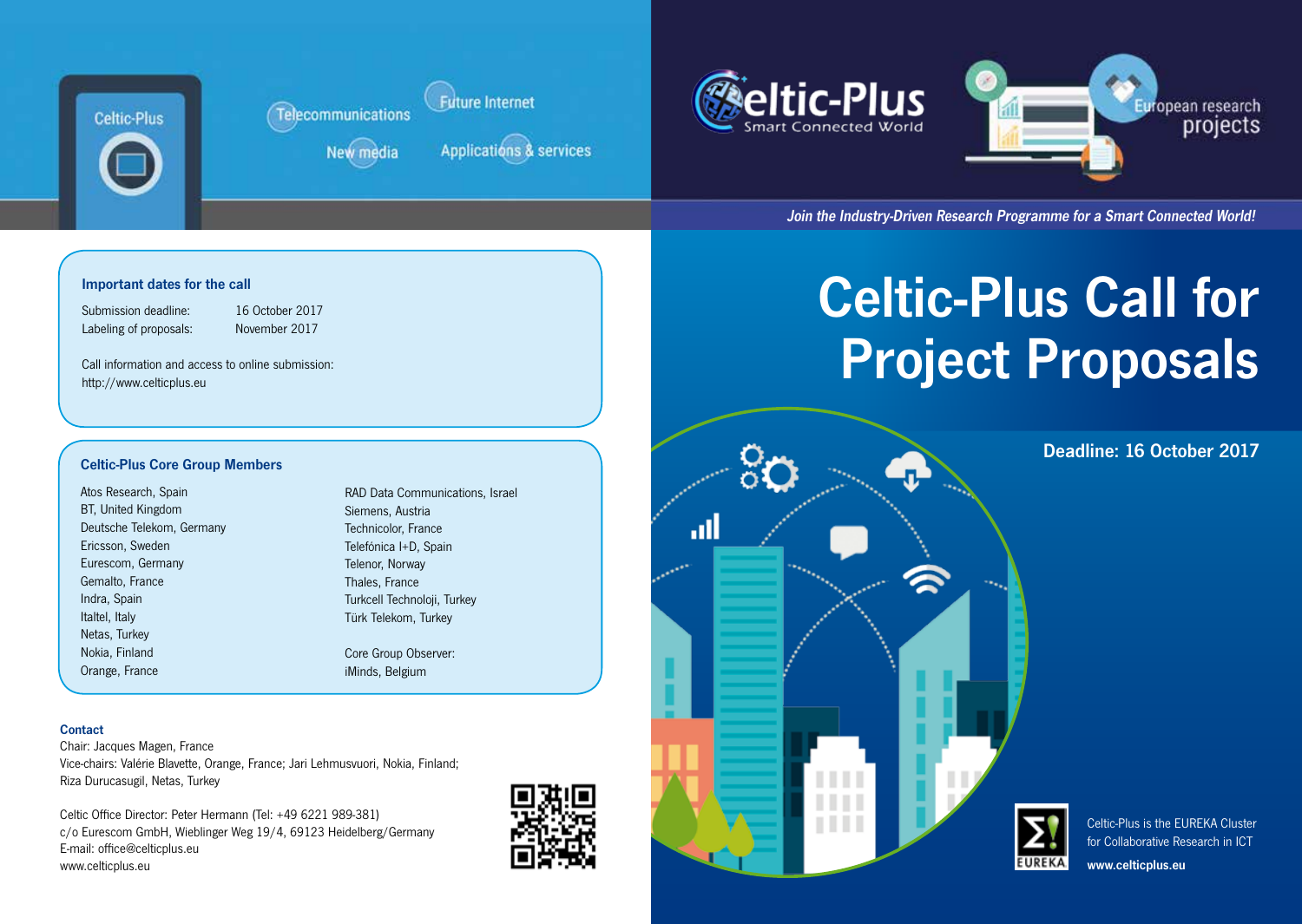Celtic-Plus

Telecommunications

Future Internet

New media

Applications & services

Celtic-Plus
Smart Connected World

European research projects

*Join the Industry-Driven Research Programme for a Smart Connected World!*

# Celtic-Plus Call for Project Proposals

**Deadline: 16 October 2017**

### Important dates for the call

| | |
|---|---|
| Submission deadline: | 16 October 2017 |
| Labeling of proposals: | November 2017 |

Call information and access to online submission:
http://www.celticplus.eu

### Celtic-Plus Core Group Members

Atos Research, Spain
BT, United Kingdom
Deutsche Telekom, Germany
Ericsson, Sweden
Eurescom, Germany
Gemalto, France
Indra, Spain
Italtel, Italy
Netas, Turkey
Nokia, Finland
Orange, France
RAD Data Communications, Israel
Siemens, Austria
Technicolor, France
Telefónica I+D, Spain
Telenor, Norway
Thales, France
Turkcell Technoloji, Turkey
Türk Telekom, Turkey

Core Group Observer:
iMinds, Belgium

### Contact

Chair: Jacques Magen, France
Vice-chairs: Valérie Blavette, Orange, France; Jari Lehmusvuori, Nokia, Finland; Riza Durucasugil, Netas, Turkey

Celtic Office Director: Peter Hermann (Tel: +49 6221 989-381)
c/o Eurescom GmbH, Wieblinger Weg 19/4, 69123 Heidelberg/Germany
E-mail: office@celticplus.eu
www.celticplus.eu

EUREKA

Celtic-Plus is the EUREKA Cluster for Collaborative Research in ICT

**www.celticplus.eu**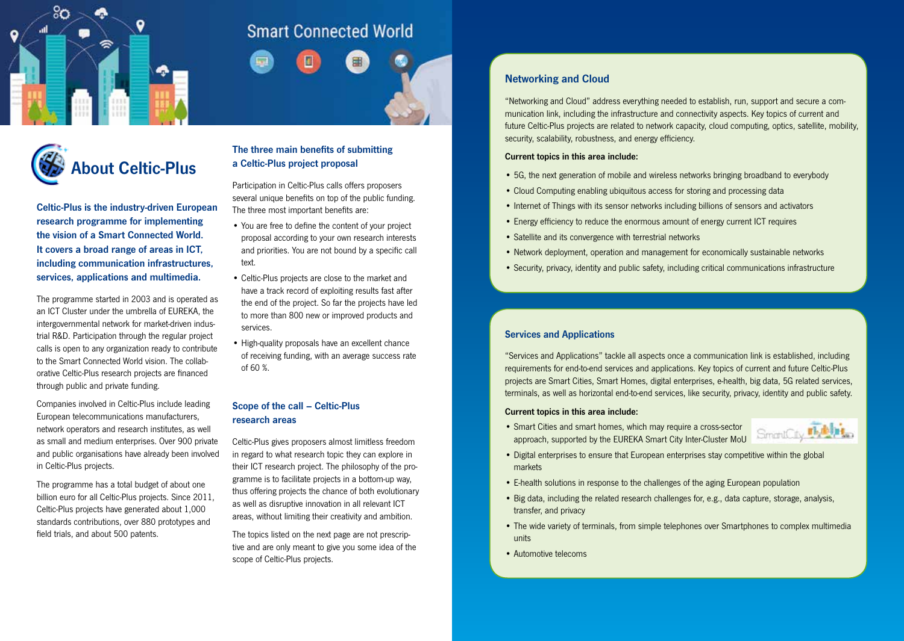# Smart Connected World

## About Celtic-Plus

**Celtic-Plus is the industry-driven European research programme for implementing the vision of a Smart Connected World. It covers a broad range of areas in ICT, including communication infrastructures, services, applications and multimedia.**

The programme started in 2003 and is operated as an ICT Cluster under the umbrella of EUREKA, the intergovernmental network for market-driven industrial R&D. Participation through the regular project calls is open to any organization ready to contribute to the Smart Connected World vision. The collaborative Celtic-Plus research projects are financed through public and private funding.

Companies involved in Celtic-Plus include leading European telecommunications manufacturers, network operators and research institutes, as well as small and medium enterprises. Over 900 private and public organisations have already been involved in Celtic-Plus projects.

The programme has a total budget of about one billion euro for all Celtic-Plus projects. Since 2011, Celtic-Plus projects have generated about 1,000 standards contributions, over 880 prototypes and field trials, and about 500 patents.

### The three main benefits of submitting a Celtic-Plus project proposal

Participation in Celtic-Plus calls offers proposers several unique benefits on top of the public funding. The three most important benefits are:

- You are free to define the content of your project proposal according to your own research interests and priorities. You are not bound by a specific call text.
- Celtic-Plus projects are close to the market and have a track record of exploiting results fast after the end of the project. So far the projects have led to more than 800 new or improved products and services.
- High-quality proposals have an excellent chance of receiving funding, with an average success rate of 60 %.

### Scope of the call – Celtic-Plus research areas

Celtic-Plus gives proposers almost limitless freedom in regard to what research topic they can explore in their ICT research project. The philosophy of the programme is to facilitate projects in a bottom-up way, thus offering projects the chance of both evolutionary as well as disruptive innovation in all relevant ICT areas, without limiting their creativity and ambition.

The topics listed on the next page are not prescriptive and are only meant to give you some idea of the scope of Celtic-Plus projects.

### Networking and Cloud

"Networking and Cloud" address everything needed to establish, run, support and secure a communication link, including the infrastructure and connectivity aspects. Key topics of current and future Celtic-Plus projects are related to network capacity, cloud computing, optics, satellite, mobility, security, scalability, robustness, and energy efficiency.

**Current topics in this area include:**

- 5G, the next generation of mobile and wireless networks bringing broadband to everybody
- Cloud Computing enabling ubiquitous access for storing and processing data
- Internet of Things with its sensor networks including billions of sensors and activators
- Energy efficiency to reduce the enormous amount of energy current ICT requires
- Satellite and its convergence with terrestrial networks
- Network deployment, operation and management for economically sustainable networks
- Security, privacy, identity and public safety, including critical communications infrastructure

### Services and Applications

"Services and Applications" tackle all aspects once a communication link is established, including requirements for end-to-end services and applications. Key topics of current and future Celtic-Plus projects are Smart Cities, Smart Homes, digital enterprises, e-health, big data, 5G related services, terminals, as well as horizontal end-to-end services, like security, privacy, identity and public safety.

**Current topics in this area include:**

- Smart Cities and smart homes, which may require a cross-sector approach, supported by the EUREKA Smart City Inter-Cluster MoU
- Digital enterprises to ensure that European enterprises stay competitive within the global markets
- E-health solutions in response to the challenges of the aging European population
- Big data, including the related research challenges for, e.g., data capture, storage, analysis, transfer, and privacy
- The wide variety of terminals, from simple telephones over Smartphones to complex multimedia units
- Automotive telecoms